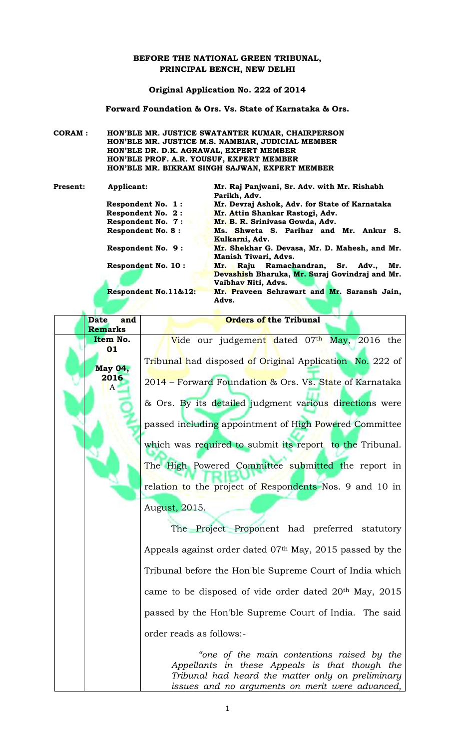**BEFORE THE NATIONAL GREEN TRIBUNAL,**
**PRINCIPAL BENCH, NEW DELHI**

**Original Application No. 222 of 2014**

**Forward Foundation & Ors. Vs. State of Karnataka & Ors.**

| | |
|---|---|
| **CORAM :** | **HON'BLE MR. JUSTICE SWATANTER KUMAR, CHAIRPERSON**<br>**HON'BLE MR. JUSTICE M.S. NAMBIAR, JUDICIAL MEMBER**<br>**HON'BLE DR. D.K. AGRAWAL, EXPERT MEMBER**<br>**HON'BLE PROF. A.R. YOUSUF, EXPERT MEMBER**<br>**HON'BLE MR. BIKRAM SINGH SAJWAN, EXPERT MEMBER** |

| **Present:** | | |
|---|---|---|
| | **Applicant:** | **Mr. Raj Panjwani, Sr. Adv. with Mr. Rishabh Parikh, Adv.** |
| | **Respondent No. 1 :** | **Mr. Devraj Ashok, Adv. for State of Karnataka** |
| | **Respondent No. 2 :** | **Mr. Attin Shankar Rastogi, Adv.** |
| | **Respondent No. 7 :** | **Mr. B. R. Srinivasa Gowda, Adv.** |
| | **Respondent No. 8 :** | **Ms. Shweta S. Parihar and Mr. Ankur S. Kulkarni, Adv.** |
| | **Respondent No. 9 :** | **Mr. Shekhar G. Devasa, Mr. D. Mahesh, and Mr. Manish Tiwari, Advs.** |
| | **Respondent No. 10 :** | **Mr. Raju Ramachandran, Sr. Adv., Mr. Devashish Bharuka, Mr. Suraj Govindraj and Mr. Vaibhav Niti, Advs.** |
| | **Respondent No.11&12:** | **Mr. Praveen Sehrawart and Mr. Saransh Jain, Advs.** |

| **Date and Remarks** | **Orders of the Tribunal** |
|---|---|
| **Item No. 01**<br><br>**May 04, 2016**<br>A | Vide our judgement dated 07th May, 2016 the Tribunal had disposed of Original Application No. 222 of 2014 – Forward Foundation & Ors. Vs. State of Karnataka & Ors. By its detailed judgment various directions were passed including appointment of High Powered Committee which was required to submit its report to the Tribunal. The High Powered Committee submitted the report in relation to the project of Respondents Nos. 9 and 10 in August, 2015.<br><br>The Project Proponent had preferred statutory Appeals against order dated 07th May, 2015 passed by the Tribunal before the Hon'ble Supreme Court of India which came to be disposed of vide order dated 20th May, 2015 passed by the Hon'ble Supreme Court of India. The said order reads as follows:-<br><br>*"one of the main contentions raised by the Appellants in these Appeals is that though the Tribunal had heard the matter only on preliminary issues and no arguments on merit were advanced,* |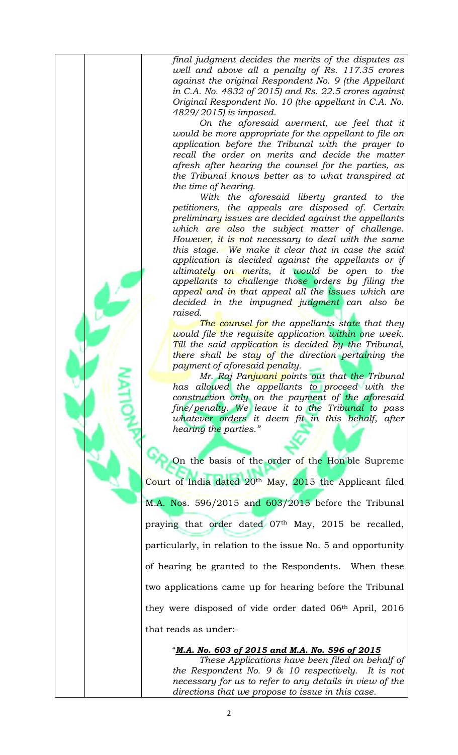*final judgment decides the merits of the disputes as well and above all a penalty of Rs. 117.35 crores against the original Respondent No. 9 (the Appellant in C.A. No. 4832 of 2015) and Rs. 22.5 crores against Original Respondent No. 10 (the appellant in C.A. No. 4829/2015) is imposed.*

*On the aforesaid averment, we feel that it would be more appropriate for the appellant to file an application before the Tribunal with the prayer to recall the order on merits and decide the matter afresh after hearing the counsel for the parties, as the Tribunal knows better as to what transpired at the time of hearing.*

*With the aforesaid liberty granted to the petitioners, the appeals are disposed of. Certain preliminary issues are decided against the appellants which are also the subject matter of challenge. However, it is not necessary to deal with the same this stage. We make it clear that in case the said application is decided against the appellants or if ultimately on merits, it would be open to the appellants to challenge those orders by filing the appeal and in that appeal all the issues which are decided in the impugned judgment can also be raised.*

*The counsel for the appellants state that they would file the requisite application within one week. Till the said application is decided by the Tribunal, there shall be stay of the direction pertaining the payment of aforesaid penalty.*

*Mr. Raj Panjwani points out that the Tribunal has allowed the appellants to proceed with the construction only on the payment of the aforesaid fine/penalty. We leave it to the Tribunal to pass whatever orders it deem fit in this behalf, after hearing the parties."*

On the basis of the order of the Hon'ble Supreme Court of India dated 20th May, 2015 the Applicant filed M.A. Nos. 596/2015 and 603/2015 before the Tribunal praying that order dated 07th May, 2015 be recalled, particularly, in relation to the issue No. 5 and opportunity of hearing be granted to the Respondents. When these two applications came up for hearing before the Tribunal they were disposed of vide order dated 06th April, 2016 that reads as under:-

"***M.A. No. 603 of 2015 and M.A. No. 596 of 2015***

*These Applications have been filed on behalf of the Respondent No. 9 & 10 respectively. It is not necessary for us to refer to any details in view of the directions that we propose to issue in this case.*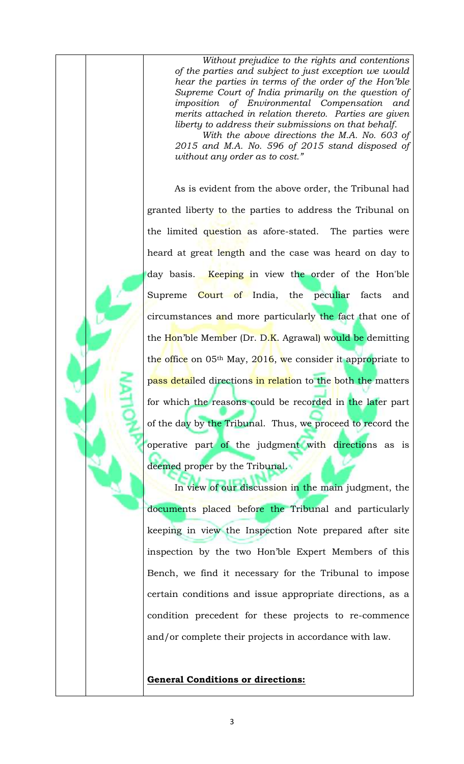*Without prejudice to the rights and contentions of the parties and subject to just exception we would hear the parties in terms of the order of the Hon'ble Supreme Court of India primarily on the question of imposition of Environmental Compensation and merits attached in relation thereto. Parties are given liberty to address their submissions on that behalf.*

*With the above directions the M.A. No. 603 of 2015 and M.A. No. 596 of 2015 stand disposed of without any order as to cost."*

As is evident from the above order, the Tribunal had granted liberty to the parties to address the Tribunal on the limited question as afore-stated. The parties were heard at great length and the case was heard on day to day basis. Keeping in view the order of the Hon'ble Supreme Court of India, the peculiar facts and circumstances and more particularly the fact that one of the Hon'ble Member (Dr. D.K. Agrawal) would be demitting the office on 05th May, 2016, we consider it appropriate to pass detailed directions in relation to the both the matters for which the reasons could be recorded in the later part of the day by the Tribunal. Thus, we proceed to record the operative part of the judgment with directions as is deemed proper by the Tribunal.

In view of our discussion in the main judgment, the documents placed before the Tribunal and particularly keeping in view the Inspection Note prepared after site inspection by the two Hon'ble Expert Members of this Bench, we find it necessary for the Tribunal to impose certain conditions and issue appropriate directions, as a condition precedent for these projects to re-commence and/or complete their projects in accordance with law.

**General Conditions or directions:**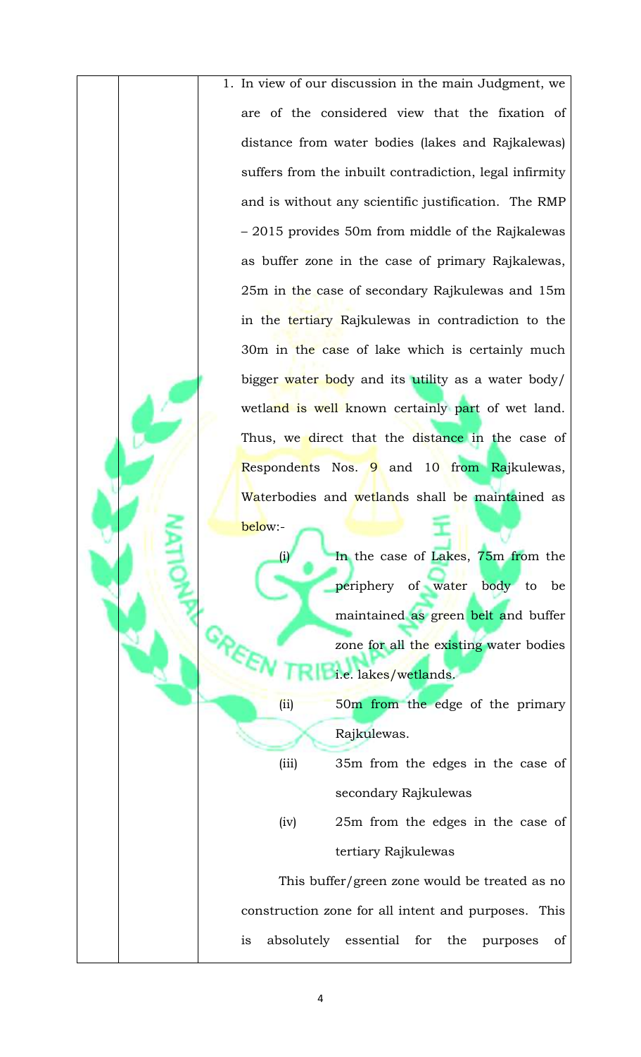1. In view of our discussion in the main Judgment, we are of the considered view that the fixation of distance from water bodies (lakes and Rajkalewas) suffers from the inbuilt contradiction, legal infirmity and is without any scientific justification. The RMP – 2015 provides 50m from middle of the Rajkalewas as buffer zone in the case of primary Rajkalewas, 25m in the case of secondary Rajkulewas and 15m in the tertiary Rajkulewas in contradiction to the 30m in the case of lake which is certainly much bigger water body and its utility as a water body/ wetland is well known certainly part of wet land. Thus, we direct that the distance in the case of Respondents Nos. 9 and 10 from Rajkulewas, Waterbodies and wetlands shall be maintained as below:-

   (i) In the case of Lakes, 75m from the periphery of water body to be maintained as green belt and buffer zone for all the existing water bodies i.e. lakes/wetlands.

   (ii) 50m from the edge of the primary Rajkulewas.

   (iii) 35m from the edges in the case of secondary Rajkulewas

   (iv) 25m from the edges in the case of tertiary Rajkulewas

   This buffer/green zone would be treated as no construction zone for all intent and purposes. This is absolutely essential for the purposes of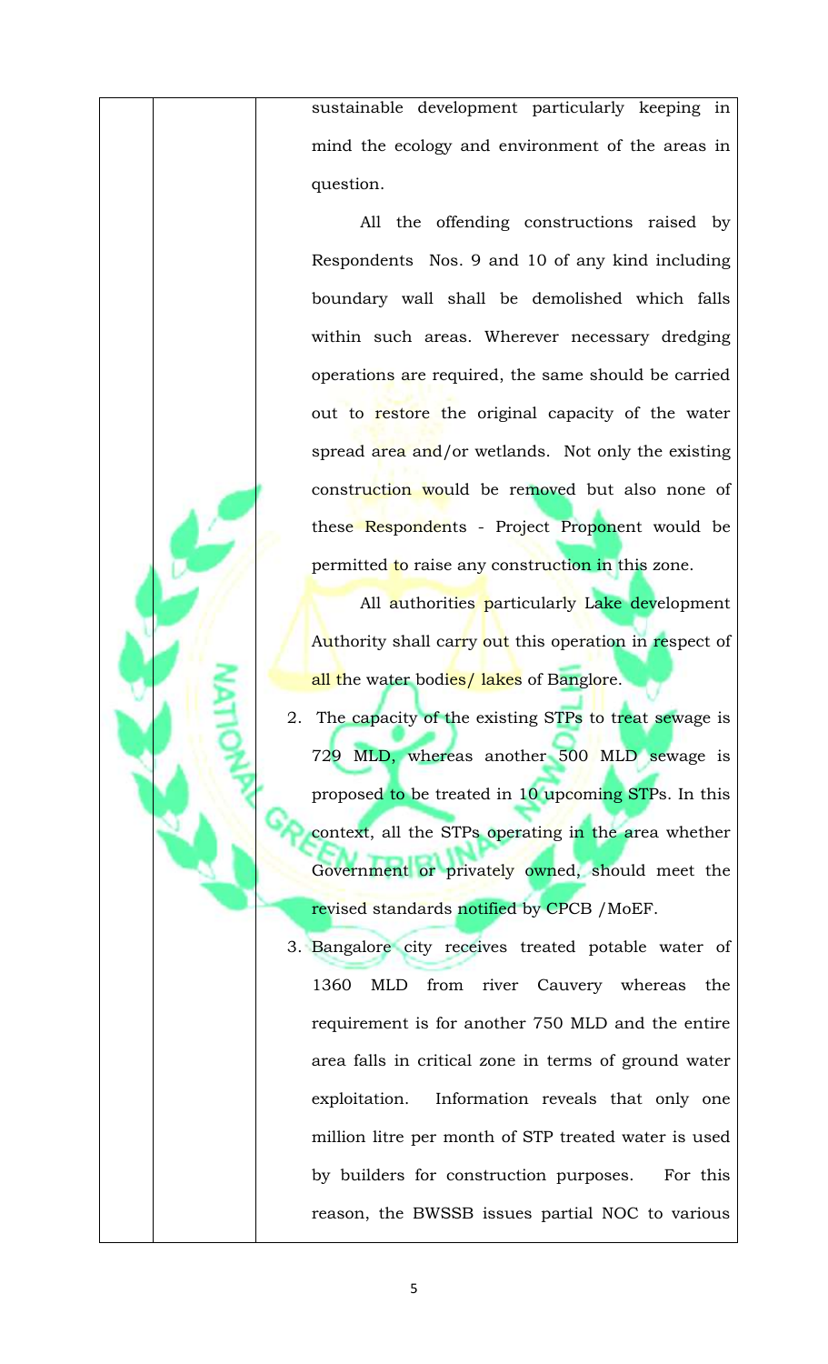sustainable development particularly keeping in mind the ecology and environment of the areas in question.

All the offending constructions raised by Respondents Nos. 9 and 10 of any kind including boundary wall shall be demolished which falls within such areas. Wherever necessary dredging operations are required, the same should be carried out to restore the original capacity of the water spread area and/or wetlands. Not only the existing construction would be removed but also none of these Respondents - Project Proponent would be permitted to raise any construction in this zone.

All authorities particularly Lake development Authority shall carry out this operation in respect of all the water bodies/ lakes of Banglore.

2. The capacity of the existing STPs to treat sewage is 729 MLD, whereas another 500 MLD sewage is proposed to be treated in 10 upcoming STPs. In this context, all the STPs operating in the area whether Government or privately owned, should meet the revised standards notified by CPCB /MoEF.
3. Bangalore city receives treated potable water of 1360 MLD from river Cauvery whereas the requirement is for another 750 MLD and the entire area falls in critical zone in terms of ground water exploitation. Information reveals that only one million litre per month of STP treated water is used by builders for construction purposes. For this reason, the BWSSB issues partial NOC to various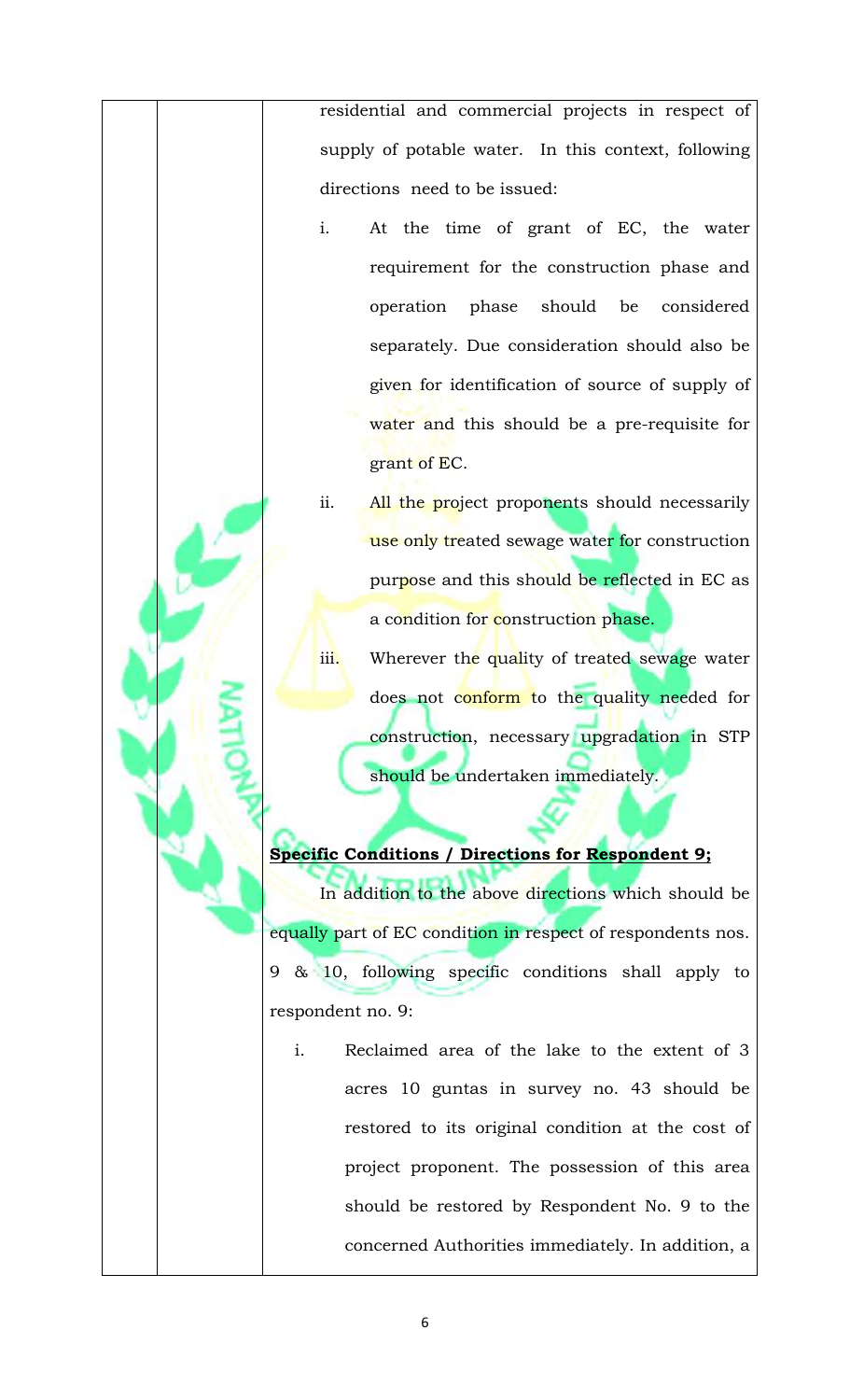residential and commercial projects in respect of supply of potable water. In this context, following directions need to be issued:

i. At the time of grant of EC, the water requirement for the construction phase and operation phase should be considered separately. Due consideration should also be given for identification of source of supply of water and this should be a pre-requisite for grant of EC.

ii. All the project proponents should necessarily use only treated sewage water for construction purpose and this should be reflected in EC as a condition for construction phase.

iii. Wherever the quality of treated sewage water does not conform to the quality needed for construction, necessary upgradation in STP should be undertaken immediately.

**Specific Conditions / Directions for Respondent 9;**

In addition to the above directions which should be equally part of EC condition in respect of respondents nos. 9 & 10, following specific conditions shall apply to respondent no. 9:

i. Reclaimed area of the lake to the extent of 3 acres 10 guntas in survey no. 43 should be restored to its original condition at the cost of project proponent. The possession of this area should be restored by Respondent No. 9 to the concerned Authorities immediately. In addition, a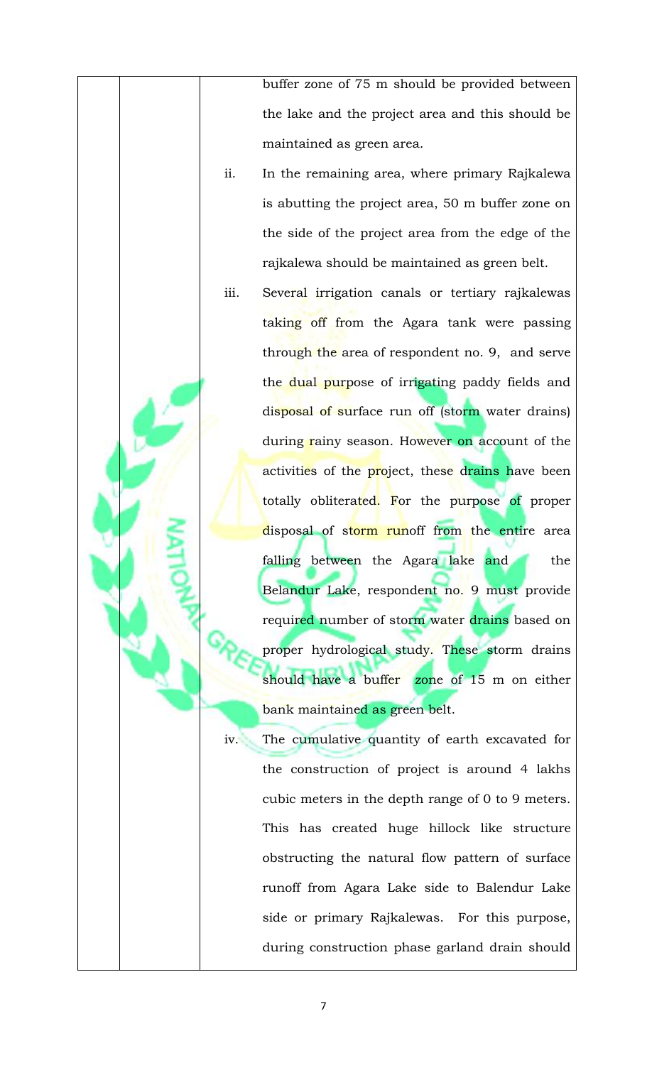buffer zone of 75 m should be provided between the lake and the project area and this should be maintained as green area.

ii. In the remaining area, where primary Rajkalewa is abutting the project area, 50 m buffer zone on the side of the project area from the edge of the rajkalewa should be maintained as green belt.

iii. Several irrigation canals or tertiary rajkalewas taking off from the Agara tank were passing through the area of respondent no. 9, and serve the dual purpose of irrigating paddy fields and disposal of surface run off (storm water drains) during rainy season. However on account of the activities of the project, these drains have been totally obliterated. For the purpose of proper disposal of storm runoff from the entire area falling between the Agara lake and the Belandur Lake, respondent no. 9 must provide required number of storm water drains based on proper hydrological study. These storm drains should have a buffer zone of 15 m on either bank maintained as green belt.

iv. The cumulative quantity of earth excavated for the construction of project is around 4 lakhs cubic meters in the depth range of 0 to 9 meters. This has created huge hillock like structure obstructing the natural flow pattern of surface runoff from Agara Lake side to Balendur Lake side or primary Rajkalewas. For this purpose, during construction phase garland drain should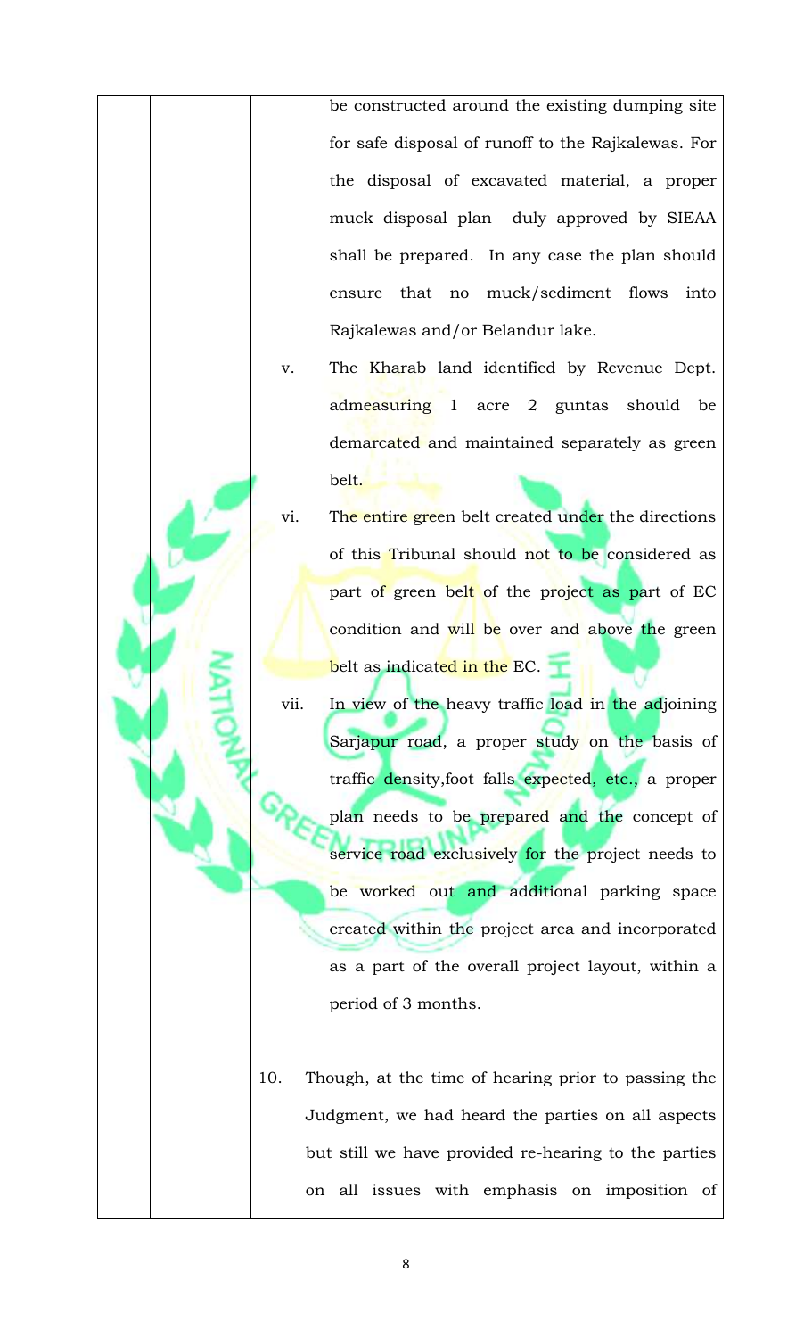be constructed around the existing dumping site for safe disposal of runoff to the Rajkalewas. For the disposal of excavated material, a proper muck disposal plan duly approved by SIEAA shall be prepared. In any case the plan should ensure that no muck/sediment flows into Rajkalewas and/or Belandur lake.

v. The Kharab land identified by Revenue Dept. admeasuring 1 acre 2 guntas should be demarcated and maintained separately as green belt.

vi. The entire green belt created under the directions of this Tribunal should not to be considered as part of green belt of the project as part of EC condition and will be over and above the green belt as indicated in the EC.

vii. In view of the heavy traffic load in the adjoining Sarjapur road, a proper study on the basis of traffic density,foot falls expected, etc., a proper plan needs to be prepared and the concept of service road exclusively for the project needs to be worked out and additional parking space created within the project area and incorporated as a part of the overall project layout, within a period of 3 months.

10. Though, at the time of hearing prior to passing the Judgment, we had heard the parties on all aspects but still we have provided re-hearing to the parties on all issues with emphasis on imposition of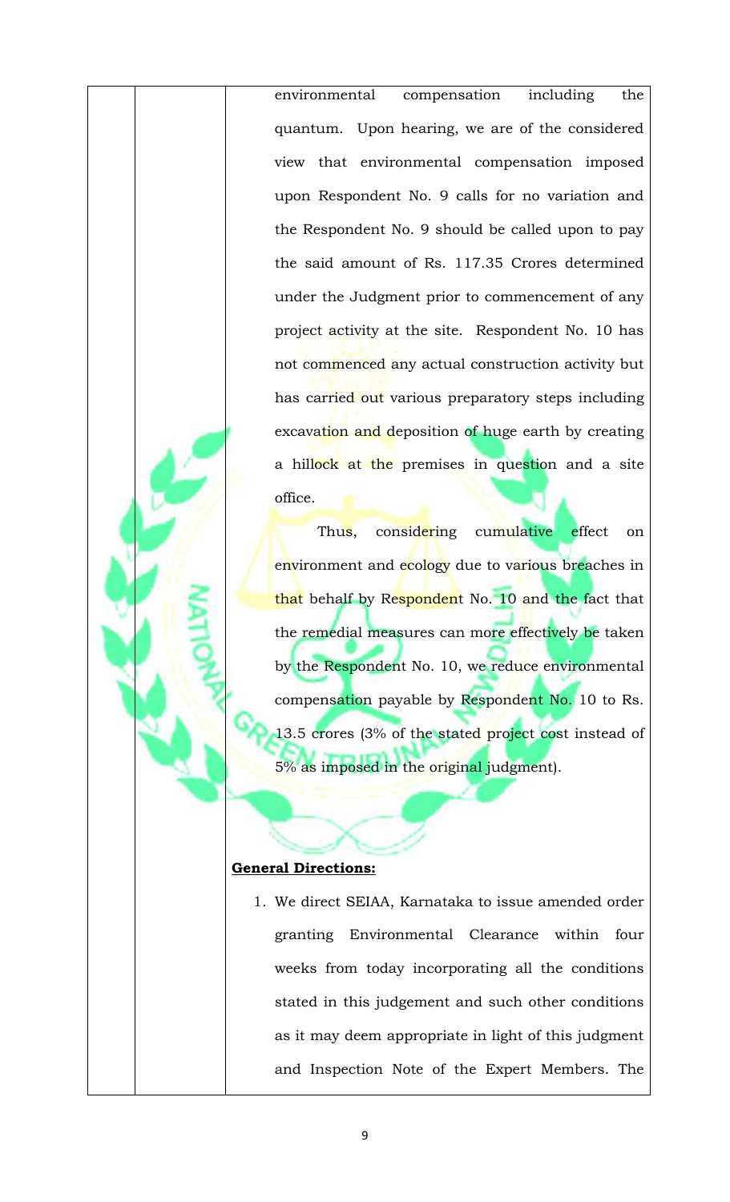environmental compensation including the quantum. Upon hearing, we are of the considered view that environmental compensation imposed upon Respondent No. 9 calls for no variation and the Respondent No. 9 should be called upon to pay the said amount of Rs. 117.35 Crores determined under the Judgment prior to commencement of any project activity at the site. Respondent No. 10 has not commenced any actual construction activity but has carried out various preparatory steps including excavation and deposition of huge earth by creating a hillock at the premises in question and a site office.

Thus, considering cumulative effect on environment and ecology due to various breaches in that behalf by Respondent No. 10 and the fact that the remedial measures can more effectively be taken by the Respondent No. 10, we reduce environmental compensation payable by Respondent No. 10 to Rs. 13.5 crores (3% of the stated project cost instead of 5% as imposed in the original judgment).

**General Directions:**

1. We direct SEIAA, Karnataka to issue amended order granting Environmental Clearance within four weeks from today incorporating all the conditions stated in this judgement and such other conditions as it may deem appropriate in light of this judgment and Inspection Note of the Expert Members. The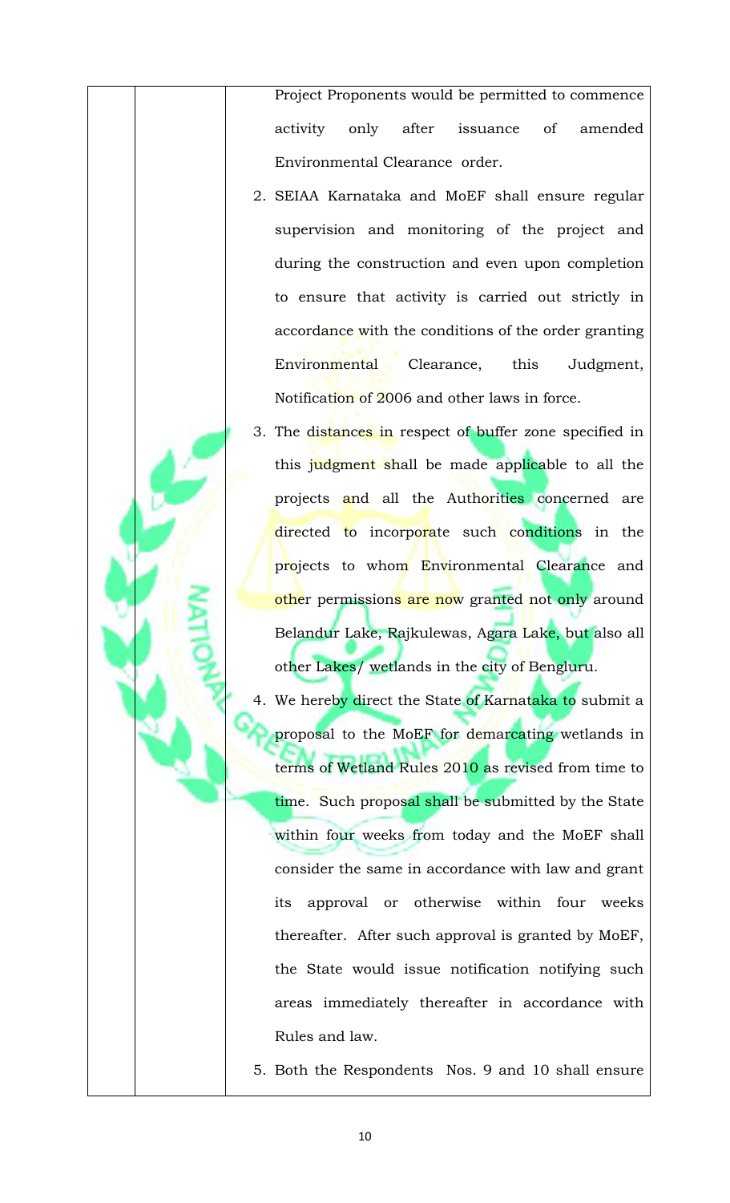Project Proponents would be permitted to commence activity only after issuance of amended Environmental Clearance order.

2. SEIAA Karnataka and MoEF shall ensure regular supervision and monitoring of the project and during the construction and even upon completion to ensure that activity is carried out strictly in accordance with the conditions of the order granting Environmental Clearance, this Judgment, Notification of 2006 and other laws in force.
3. The distances in respect of buffer zone specified in this judgment shall be made applicable to all the projects and all the Authorities concerned are directed to incorporate such conditions in the projects to whom Environmental Clearance and other permissions are now granted not only around Belandur Lake, Rajkulewas, Agara Lake, but also all other Lakes/ wetlands in the city of Bengluru.
4. We hereby direct the State of Karnataka to submit a proposal to the MoEF for demarcating wetlands in terms of Wetland Rules 2010 as revised from time to time. Such proposal shall be submitted by the State within four weeks from today and the MoEF shall consider the same in accordance with law and grant its approval or otherwise within four weeks thereafter. After such approval is granted by MoEF, the State would issue notification notifying such areas immediately thereafter in accordance with Rules and law.
5. Both the Respondents Nos. 9 and 10 shall ensure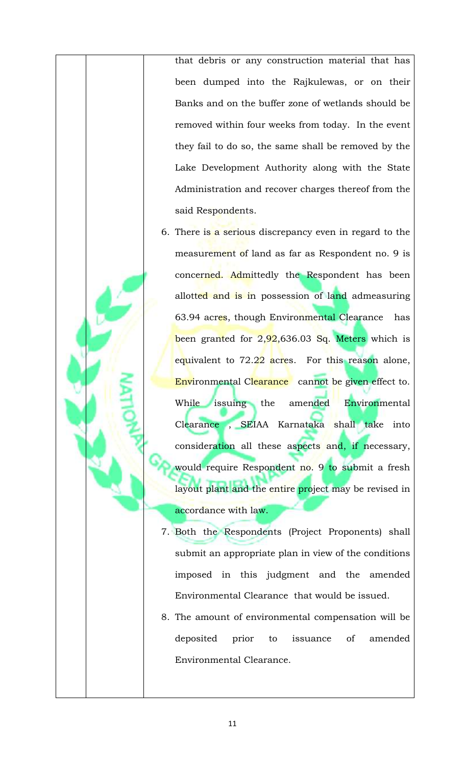that debris or any construction material that has been dumped into the Rajkulewas, or on their Banks and on the buffer zone of wetlands should be removed within four weeks from today. In the event they fail to do so, the same shall be removed by the Lake Development Authority along with the State Administration and recover charges thereof from the said Respondents.

6. There is a serious discrepancy even in regard to the measurement of land as far as Respondent no. 9 is concerned. Admittedly the Respondent has been allotted and is in possession of land admeasuring 63.94 acres, though Environmental Clearance has been granted for 2,92,636.03 Sq. Meters which is equivalent to 72.22 acres. For this reason alone, Environmental Clearance cannot be given effect to. While issuing the amended Environmental Clearance , SEIAA Karnataka shall take into consideration all these aspects and, if necessary, would require Respondent no. 9 to submit a fresh layout plant and the entire project may be revised in accordance with law.
7. Both the Respondents (Project Proponents) shall submit an appropriate plan in view of the conditions imposed in this judgment and the amended Environmental Clearance that would be issued.
8. The amount of environmental compensation will be deposited prior to issuance of amended Environmental Clearance.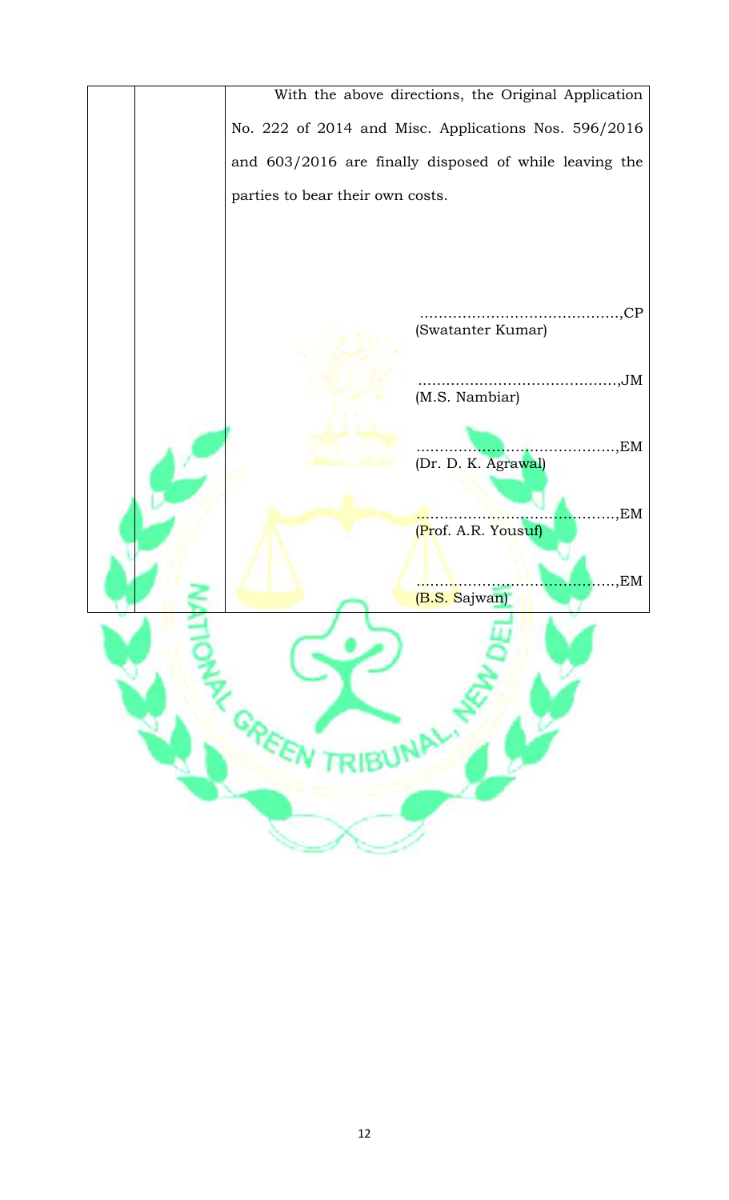With the above directions, the Original Application No. 222 of 2014 and Misc. Applications Nos. 596/2016 and 603/2016 are finally disposed of while leaving the parties to bear their own costs.

…………………………………….,CP
(Swatanter Kumar)

…………………………………….,JM
(M.S. Nambiar)

…………………………………….,EM
(Dr. D. K. Agrawal)

…………………………………….,EM
(Prof. A.R. Yousuf)

…………………………………….,EM
(B.S. Sajwan)